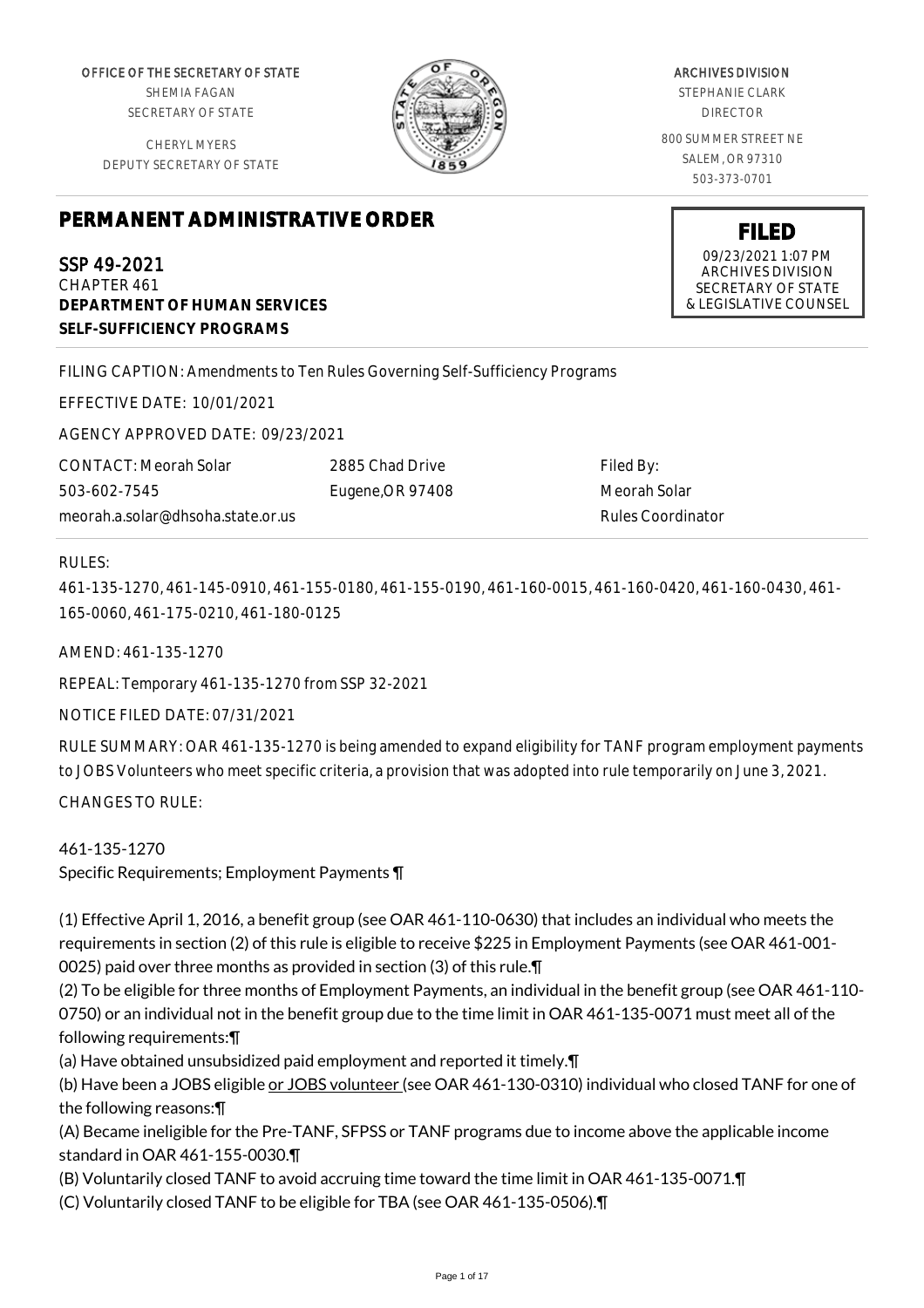OFFICE OF THE SECRETARY OF STATE
SHEMIA FAGAN
SECRETARY OF STATE

CHERYL MYERS
DEPUTY SECRETARY OF STATE

ARCHIVES DIVISION
STEPHANIE CLARK
DIRECTOR

800 SUMMER STREET NE
SALEM, OR 97310
503-373-0701

**FILED**
09/23/2021 1:07 PM
ARCHIVES DIVISION
SECRETARY OF STATE
& LEGISLATIVE COUNSEL

# PERMANENT ADMINISTRATIVE ORDER

SSP 49-2021
CHAPTER 461
**DEPARTMENT OF HUMAN SERVICES**
**SELF-SUFFICIENCY PROGRAMS**

FILING CAPTION: Amendments to Ten Rules Governing Self-Sufficiency Programs

EFFECTIVE DATE: 10/01/2021

AGENCY APPROVED DATE: 09/23/2021

CONTACT: Meorah Solar
503-602-7545
meorah.a.solar@dhsoha.state.or.us

2885 Chad Drive
Eugene,OR 97408

Filed By:
Meorah Solar
Rules Coordinator

RULES:

461-135-1270, 461-145-0910, 461-155-0180, 461-155-0190, 461-160-0015, 461-160-0420, 461-160-0430, 461-165-0060, 461-175-0210, 461-180-0125

AMEND: 461-135-1270

REPEAL: Temporary 461-135-1270 from SSP 32-2021

NOTICE FILED DATE: 07/31/2021

RULE SUMMARY: OAR 461-135-1270 is being amended to expand eligibility for TANF program employment payments to JOBS Volunteers who meet specific criteria, a provision that was adopted into rule temporarily on June 3, 2021.

CHANGES TO RULE:

461-135-1270
Specific Requirements; Employment Payments ¶

(1) Effective April 1, 2016, a benefit group (see OAR 461-110-0630) that includes an individual who meets the requirements in section (2) of this rule is eligible to receive $225 in Employment Payments (see OAR 461-001-0025) paid over three months as provided in section (3) of this rule.¶

(2) To be eligible for three months of Employment Payments, an individual in the benefit group (see OAR 461-110-0750) or an individual not in the benefit group due to the time limit in OAR 461-135-0071 must meet all of the following requirements:¶

(a) Have obtained unsubsidized paid employment and reported it timely.¶

(b) Have been a JOBS eligible or JOBS volunteer (see OAR 461-130-0310) individual who closed TANF for one of the following reasons:¶

(A) Became ineligible for the Pre-TANF, SFPSS or TANF programs due to income above the applicable income standard in OAR 461-155-0030.¶

(B) Voluntarily closed TANF to avoid accruing time toward the time limit in OAR 461-135-0071.¶

(C) Voluntarily closed TANF to be eligible for TBA (see OAR 461-135-0506).¶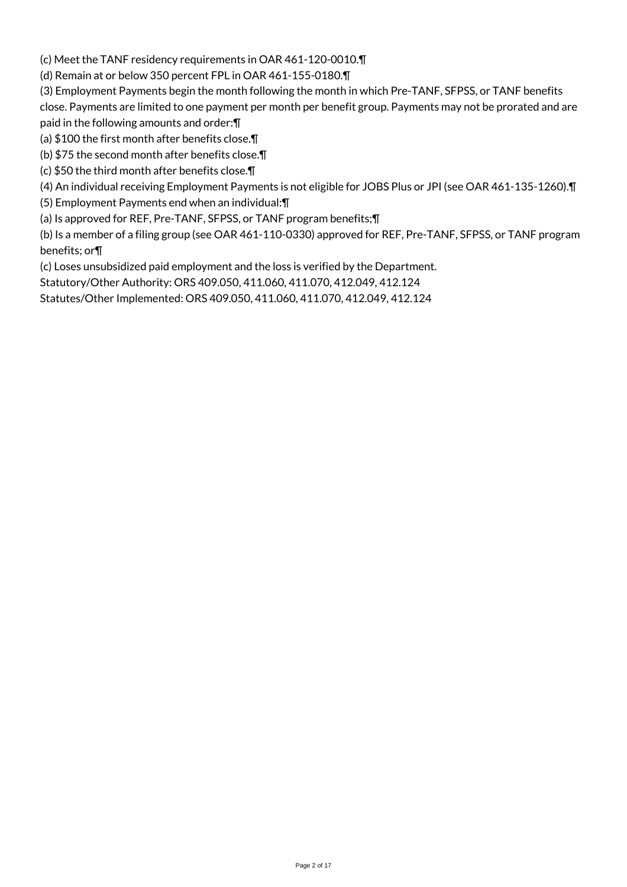(c) Meet the TANF residency requirements in OAR 461-120-0010.¶

(d) Remain at or below 350 percent FPL in OAR 461-155-0180.¶

(3) Employment Payments begin the month following the month in which Pre-TANF, SFPSS, or TANF benefits close. Payments are limited to one payment per month per benefit group. Payments may not be prorated and are paid in the following amounts and order:¶

(a) $100 the first month after benefits close.¶

(b) $75 the second month after benefits close.¶

(c) $50 the third month after benefits close.¶

(4) An individual receiving Employment Payments is not eligible for JOBS Plus or JPI (see OAR 461-135-1260).¶

(5) Employment Payments end when an individual:¶

(a) Is approved for REF, Pre-TANF, SFPSS, or TANF program benefits;¶

(b) Is a member of a filing group (see OAR 461-110-0330) approved for REF, Pre-TANF, SFPSS, or TANF program benefits; or¶

(c) Loses unsubsidized paid employment and the loss is verified by the Department.

Statutory/Other Authority: ORS 409.050, 411.060, 411.070, 412.049, 412.124

Statutes/Other Implemented: ORS 409.050, 411.060, 411.070, 412.049, 412.124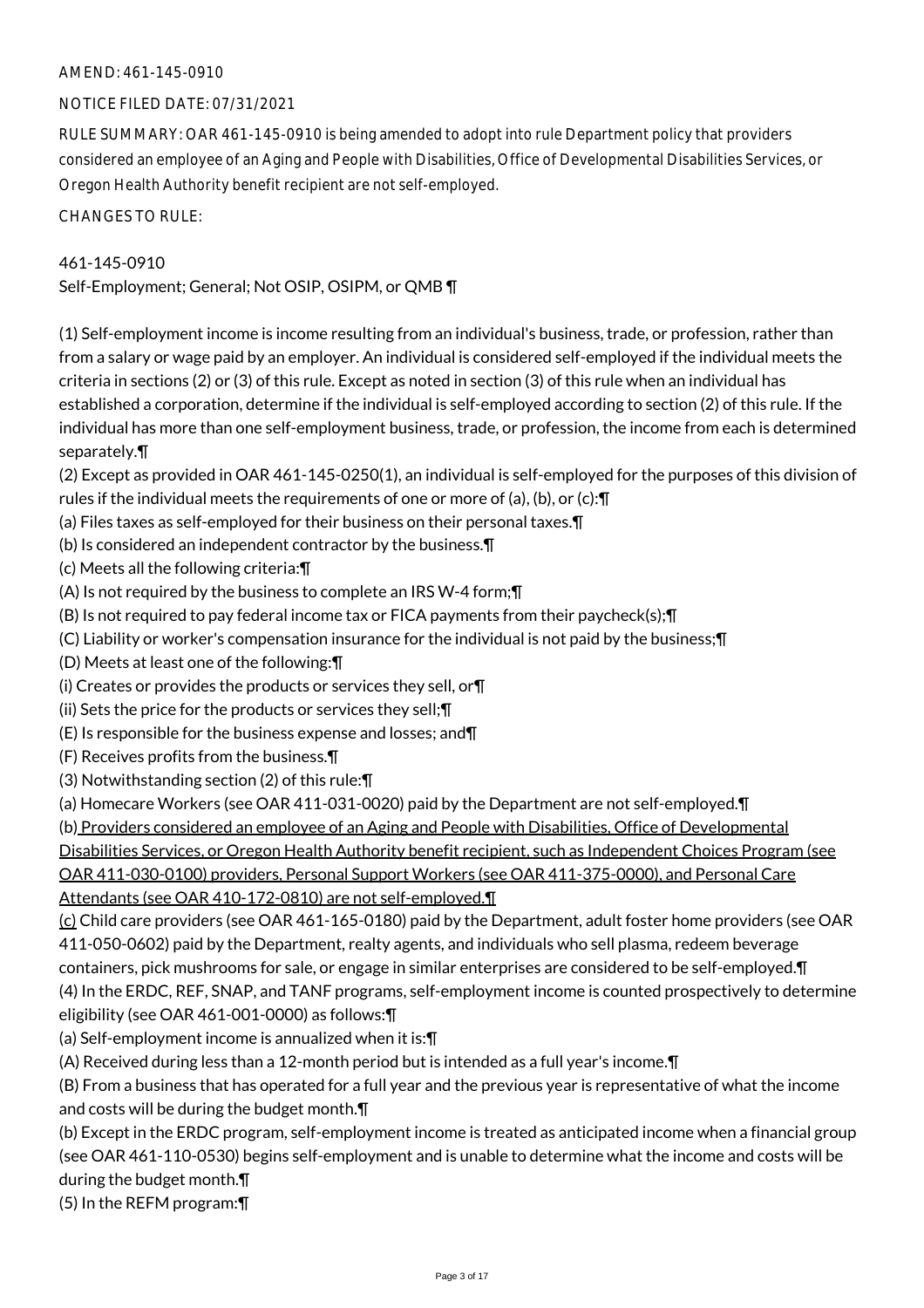AMEND: 461-145-0910

NOTICE FILED DATE: 07/31/2021

RULE SUMMARY: OAR 461-145-0910 is being amended to adopt into rule Department policy that providers considered an employee of an Aging and People with Disabilities, Office of Developmental Disabilities Services, or Oregon Health Authority benefit recipient are not self-employed.

CHANGES TO RULE:

461-145-0910
Self-Employment; General; Not OSIP, OSIPM, or QMB ¶

(1) Self-employment income is income resulting from an individual's business, trade, or profession, rather than from a salary or wage paid by an employer. An individual is considered self-employed if the individual meets the criteria in sections (2) or (3) of this rule. Except as noted in section (3) of this rule when an individual has established a corporation, determine if the individual is self-employed according to section (2) of this rule. If the individual has more than one self-employment business, trade, or profession, the income from each is determined separately.¶
(2) Except as provided in OAR 461-145-0250(1), an individual is self-employed for the purposes of this division of rules if the individual meets the requirements of one or more of (a), (b), or (c):¶
(a) Files taxes as self-employed for their business on their personal taxes.¶
(b) Is considered an independent contractor by the business.¶
(c) Meets all the following criteria:¶
(A) Is not required by the business to complete an IRS W-4 form;¶
(B) Is not required to pay federal income tax or FICA payments from their paycheck(s);¶
(C) Liability or worker's compensation insurance for the individual is not paid by the business;¶
(D) Meets at least one of the following:¶
(i) Creates or provides the products or services they sell, or¶
(ii) Sets the price for the products or services they sell;¶
(E) Is responsible for the business expense and losses; and¶
(F) Receives profits from the business.¶
(3) Notwithstanding section (2) of this rule:¶
(a) Homecare Workers (see OAR 411-031-0020) paid by the Department are not self-employed.¶
(b) Providers considered an employee of an Aging and People with Disabilities, Office of Developmental Disabilities Services, or Oregon Health Authority benefit recipient, such as Independent Choices Program (see OAR 411-030-0100) providers, Personal Support Workers (see OAR 411-375-0000), and Personal Care Attendants (see OAR 410-172-0810) are not self-employed.¶
(c) Child care providers (see OAR 461-165-0180) paid by the Department, adult foster home providers (see OAR 411-050-0602) paid by the Department, realty agents, and individuals who sell plasma, redeem beverage containers, pick mushrooms for sale, or engage in similar enterprises are considered to be self-employed.¶
(4) In the ERDC, REF, SNAP, and TANF programs, self-employment income is counted prospectively to determine eligibility (see OAR 461-001-0000) as follows:¶
(a) Self-employment income is annualized when it is:¶
(A) Received during less than a 12-month period but is intended as a full year's income.¶
(B) From a business that has operated for a full year and the previous year is representative of what the income and costs will be during the budget month.¶
(b) Except in the ERDC program, self-employment income is treated as anticipated income when a financial group (see OAR 461-110-0530) begins self-employment and is unable to determine what the income and costs will be during the budget month.¶
(5) In the REFM program:¶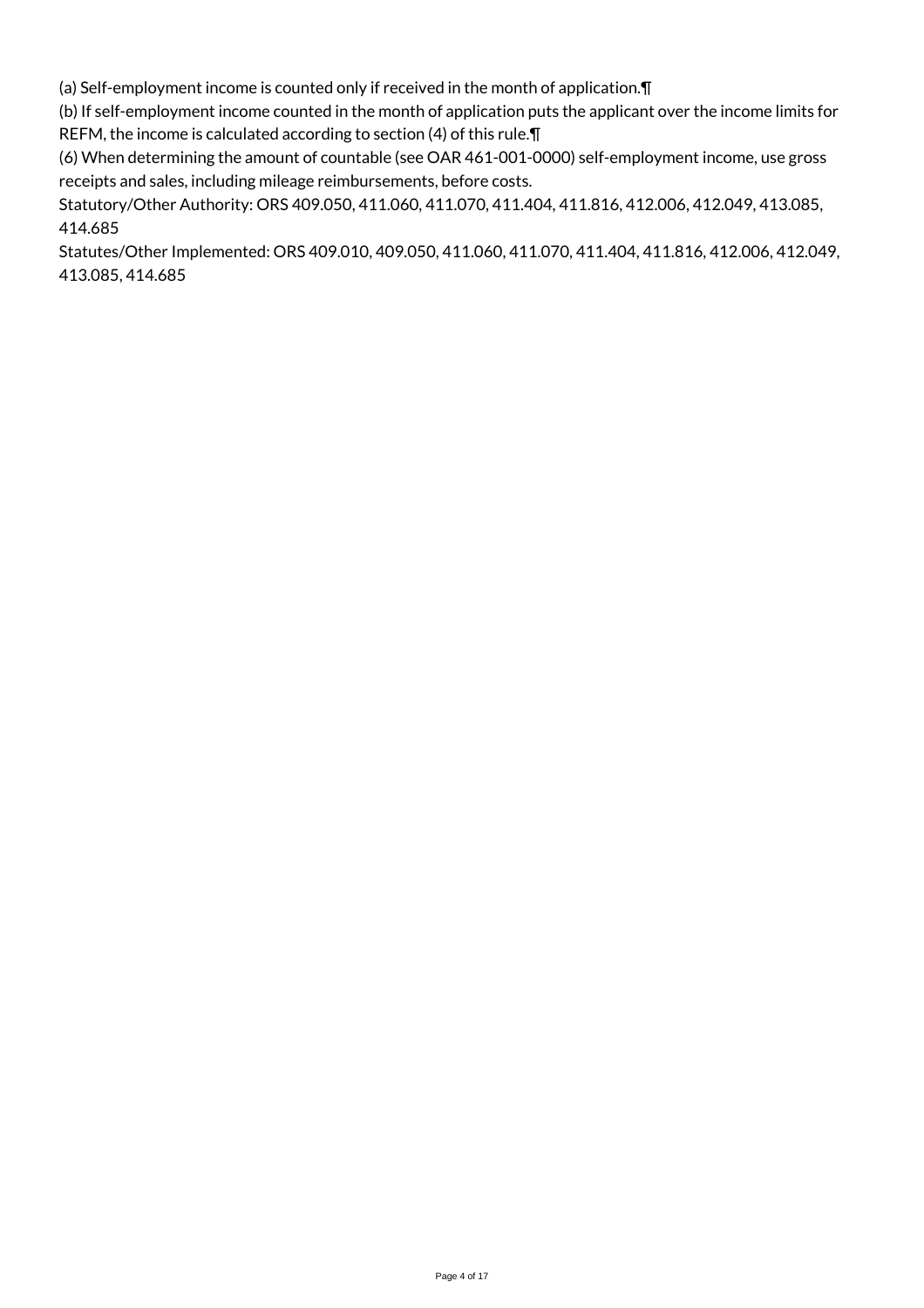(a) Self-employment income is counted only if received in the month of application.¶

(b) If self-employment income counted in the month of application puts the applicant over the income limits for REFM, the income is calculated according to section (4) of this rule.¶

(6) When determining the amount of countable (see OAR 461-001-0000) self-employment income, use gross receipts and sales, including mileage reimbursements, before costs.

Statutory/Other Authority: ORS 409.050, 411.060, 411.070, 411.404, 411.816, 412.006, 412.049, 413.085, 414.685

Statutes/Other Implemented: ORS 409.010, 409.050, 411.060, 411.070, 411.404, 411.816, 412.006, 412.049, 413.085, 414.685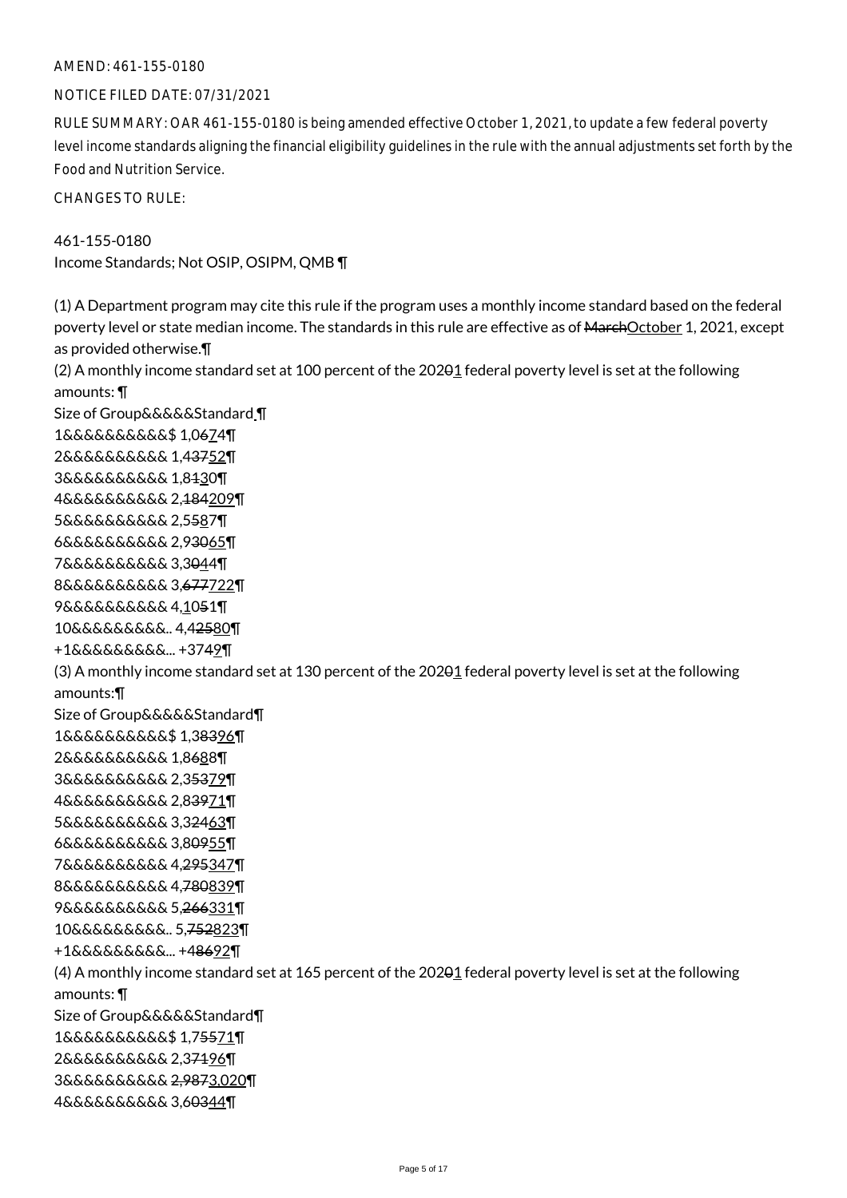AMEND: 461-155-0180

NOTICE FILED DATE: 07/31/2021

RULE SUMMARY: OAR 461-155-0180 is being amended effective October 1, 2021, to update a few federal poverty level income standards aligning the financial eligibility guidelines in the rule with the annual adjustments set forth by the Food and Nutrition Service.

CHANGES TO RULE:

461-155-0180
Income Standards; Not OSIP, OSIPM, QMB ¶

(1) A Department program may cite this rule if the program uses a monthly income standard based on the federal poverty level or state median income. The standards in this rule are effective as of ~~March~~<u>October</u> 1, 2021, except as provided otherwise.¶
(2) A monthly income standard set at 100 percent of the 202~~0~~<u>1</u> federal poverty level is set at the following amounts: ¶
Size of Group&&&&&Standard ¶
1&&&&&&&&&&$ 1,0~~6~~<u>7</u>4¶
2&&&&&&&&&& 1,4~~37~~<u>52</u>¶
3&&&&&&&&&& 1,8~~1~~<u>3</u>0¶
4&&&&&&&&&& 2,~~184~~<u>209</u>¶
5&&&&&&&&&& 2,5~~5~~<u>8</u>7¶
6&&&&&&&&&& 2,9~~30~~<u>65</u>¶
7&&&&&&&&&& 3,3~~0~~<u>4</u>4¶
8&&&&&&&&&& 3,~~677~~<u>722</u>¶
9&&&&&&&&&& 4,<u>1</u>0~~5~~1¶
10&&&&&&&&&.. 4,4~~25~~<u>80</u>¶
+1&&&&&&&&&... +37~~4~~<u>9</u>¶
(3) A monthly income standard set at 130 percent of the 202~~0~~<u>1</u> federal poverty level is set at the following amounts:¶
Size of Group&&&&&Standard¶
1&&&&&&&&&&$ 1,3~~83~~<u>96</u>¶
2&&&&&&&&&& 1,8~~6~~<u>8</u>8¶
3&&&&&&&&&& 2,3~~53~~<u>79</u>¶
4&&&&&&&&&& 2,8~~39~~<u>71</u>¶
5&&&&&&&&&& 3,3~~24~~<u>63</u>¶
6&&&&&&&&&& 3,8~~09~~<u>55</u>¶
7&&&&&&&&&& 4,~~295~~<u>347</u>¶
8&&&&&&&&&& 4,~~780~~<u>839</u>¶
9&&&&&&&&&& 5,~~266~~<u>331</u>¶
10&&&&&&&&&.. 5,~~752~~<u>823</u>¶
+1&&&&&&&&&... +4~~86~~<u>92</u>¶
(4) A monthly income standard set at 165 percent of the 202~~0~~<u>1</u> federal poverty level is set at the following amounts: ¶
Size of Group&&&&&Standard¶
1&&&&&&&&&&$ 1,7~~55~~<u>71</u>¶
2&&&&&&&&&& 2,3~~71~~<u>96</u>¶
3&&&&&&&&&& ~~2,987~~<u>3,020</u>¶
4&&&&&&&&&& 3,6~~03~~<u>44</u>¶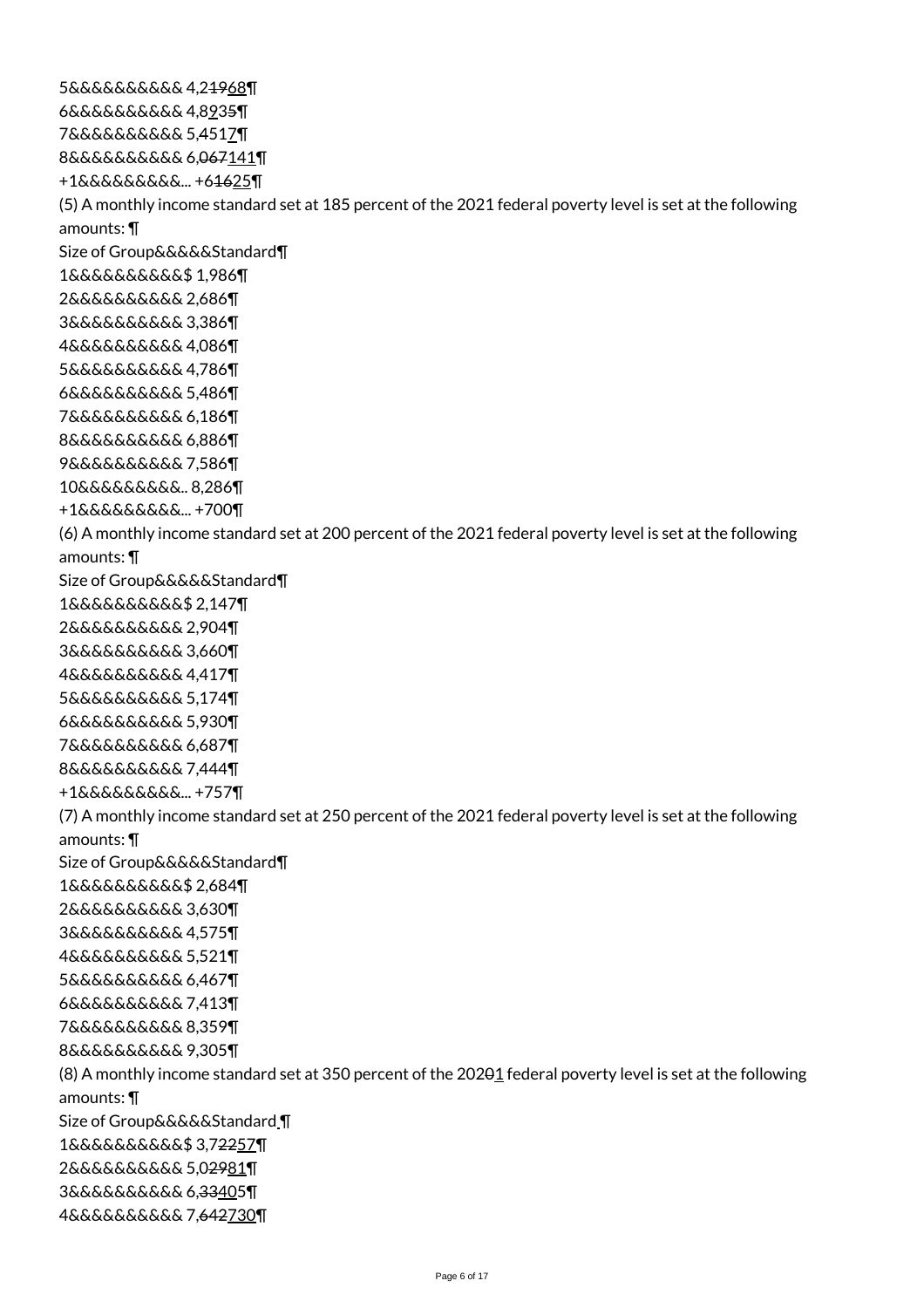5&&&&&&&&&& 4,2~~19~~<u>68</u>¶

6&&&&&&&&&& 4,8<u>9</u>3~~5~~¶

7&&&&&&&&&& 5,451<u>7</u>¶

8&&&&&&&&&& 6,~~067~~<u>141</u>¶

+1&&&&&&&&&... +6~~16~~<u>25</u>¶

(5) A monthly income standard set at 185 percent of the 2021 federal poverty level is set at the following amounts: ¶

Size of Group&&&&&Standard¶

1&&&&&&&&&&$ 1,986¶

2&&&&&&&&&& 2,686¶

3&&&&&&&&&& 3,386¶

4&&&&&&&&&& 4,086¶

5&&&&&&&&&& 4,786¶

6&&&&&&&&&& 5,486¶

7&&&&&&&&&& 6,186¶

8&&&&&&&&&& 6,886¶

9&&&&&&&&&& 7,586¶

10&&&&&&&&&.. 8,286¶

+1&&&&&&&&&... +700¶

(6) A monthly income standard set at 200 percent of the 2021 federal poverty level is set at the following amounts: ¶

Size of Group&&&&&Standard¶

1&&&&&&&&&&$ 2,147¶

2&&&&&&&&&& 2,904¶

3&&&&&&&&&& 3,660¶

4&&&&&&&&&& 4,417¶

5&&&&&&&&&& 5,174¶

6&&&&&&&&&& 5,930¶

7&&&&&&&&&& 6,687¶

8&&&&&&&&&& 7,444¶

+1&&&&&&&&&... +757¶

(7) A monthly income standard set at 250 percent of the 2021 federal poverty level is set at the following amounts: ¶

Size of Group&&&&&Standard¶

1&&&&&&&&&&$ 2,684¶

2&&&&&&&&&& 3,630¶

3&&&&&&&&&& 4,575¶

4&&&&&&&&&& 5,521¶

5&&&&&&&&&& 6,467¶

6&&&&&&&&&& 7,413¶

7&&&&&&&&&& 8,359¶

8&&&&&&&&&& 9,305¶

(8) A monthly income standard set at 350 percent of the 202~~0~~<u>1</u> federal poverty level is set at the following amounts: ¶

Size of Group&&&&&Standard<u> </u>¶

1&&&&&&&&&&$ 3,7~~22~~<u>57</u>¶

2&&&&&&&&&& 5,0~~29~~<u>81</u>¶

3&&&&&&&&&& 6,~~33~~<u>405</u>¶

4&&&&&&&&&& 7,~~642~~<u>730</u>¶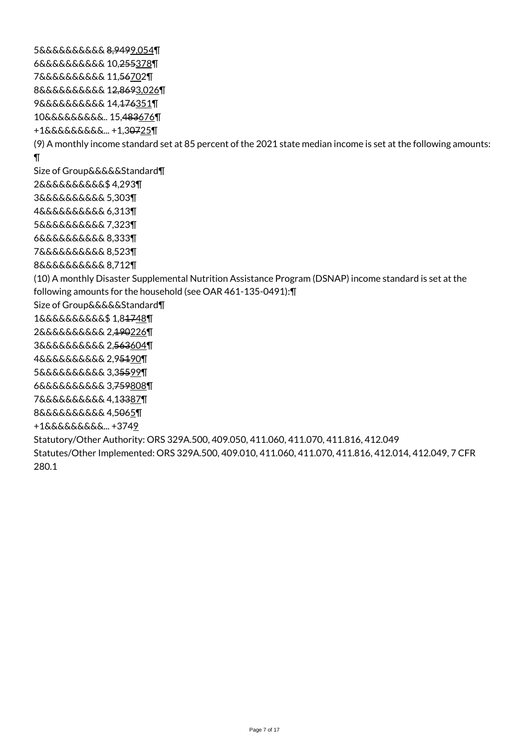5&&&&&&&&&& ~~8,949~~9,054¶

6&&&&&&&&&& 10,~~255~~378¶

7&&&&&&&&&& 11,~~56~~702¶

8&&&&&&&&&& 1~~2,869~~3,026¶

9&&&&&&&&&& 14,~~176~~351¶

10&&&&&&&&&.. 15,~~483~~676¶

+1&&&&&&&&&... +1,3~~07~~25¶

(9) A monthly income standard set at 85 percent of the 2021 state median income is set at the following amounts: ¶

Size of Group&&&&&Standard¶

2&&&&&&&&&&$ 4,293¶

3&&&&&&&&&& 5,303¶

4&&&&&&&&&& 6,313¶

5&&&&&&&&&& 7,323¶

6&&&&&&&&&& 8,333¶

7&&&&&&&&&& 8,523¶

8&&&&&&&&&& 8,712¶

(10) A monthly Disaster Supplemental Nutrition Assistance Program (DSNAP) income standard is set at the following amounts for the household (see OAR 461-135-0491):¶

Size of Group&&&&&Standard¶

1&&&&&&&&&&$ 1,8~~17~~48¶

2&&&&&&&&&& 2,~~190~~226¶

3&&&&&&&&&& 2,~~563~~604¶

4&&&&&&&&&& 2,9~~51~~90¶

5&&&&&&&&&& 3,3~~55~~99¶

6&&&&&&&&&& 3,~~759~~808¶

7&&&&&&&&&& 4,1~~33~~87¶

8&&&&&&&&&& 4,5~~0~~65¶

+1&&&&&&&&&... +3749

Statutory/Other Authority: ORS 329A.500, 409.050, 411.060, 411.070, 411.816, 412.049

Statutes/Other Implemented: ORS 329A.500, 409.010, 411.060, 411.070, 411.816, 412.014, 412.049, 7 CFR 280.1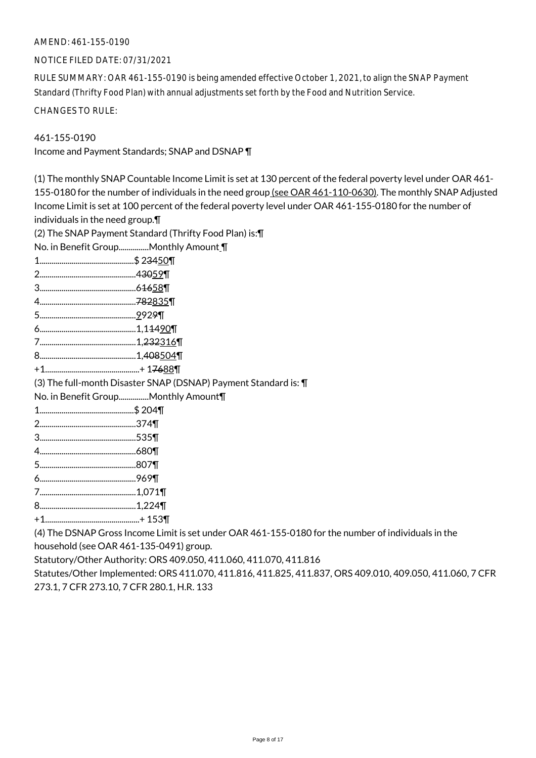AMEND: 461-155-0190

NOTICE FILED DATE: 07/31/2021

RULE SUMMARY: OAR 461-155-0190 is being amended effective October 1, 2021, to align the SNAP Payment Standard (Thrifty Food Plan) with annual adjustments set forth by the Food and Nutrition Service.

CHANGES TO RULE:

461-155-0190
Income and Payment Standards; SNAP and DSNAP ¶

(1) The monthly SNAP Countable Income Limit is set at 130 percent of the federal poverty level under OAR 461-155-0180 for the number of individuals in the need group<u> (see OAR 461-110-0630)</u>. The monthly SNAP Adjusted Income Limit is set at 100 percent of the federal poverty level under OAR 461-155-0180 for the number of individuals in the need group.¶
(2) The SNAP Payment Standard (Thrifty Food Plan) is:¶
No. in Benefit Group...............Monthly Amount ¶
1..............................................$ 2~~34~~<u>50</u>¶
2...............................................4~~30~~<u>59</u>¶
3...............................................6~~16~~<u>58</u>¶
4...............................................~~782~~<u>835</u>¶
5...............................................<u>9</u>92~~9~~¶
6...............................................1,1~~14~~<u>90</u>¶
7...............................................1,~~232~~<u>316</u>¶
8...............................................1,~~408~~<u>504</u>¶
+1..............................................+ 1~~76~~<u>88</u>¶
(3) The full-month Disaster SNAP (DSNAP) Payment Standard is: ¶
No. in Benefit Group...............Monthly Amount¶
1..............................................$ 204¶
2...............................................374¶
3...............................................535¶
4...............................................680¶
5...............................................807¶
6...............................................969¶
7...............................................1,071¶
8...............................................1,224¶
+1..............................................+ 153¶
(4) The DSNAP Gross Income Limit is set under OAR 461-155-0180 for the number of individuals in the household (see OAR 461-135-0491) group.
Statutory/Other Authority: ORS 409.050, 411.060, 411.070, 411.816
Statutes/Other Implemented: ORS 411.070, 411.816, 411.825, 411.837, ORS 409.010, 409.050, 411.060, 7 CFR 273.1, 7 CFR 273.10, 7 CFR 280.1, H.R. 133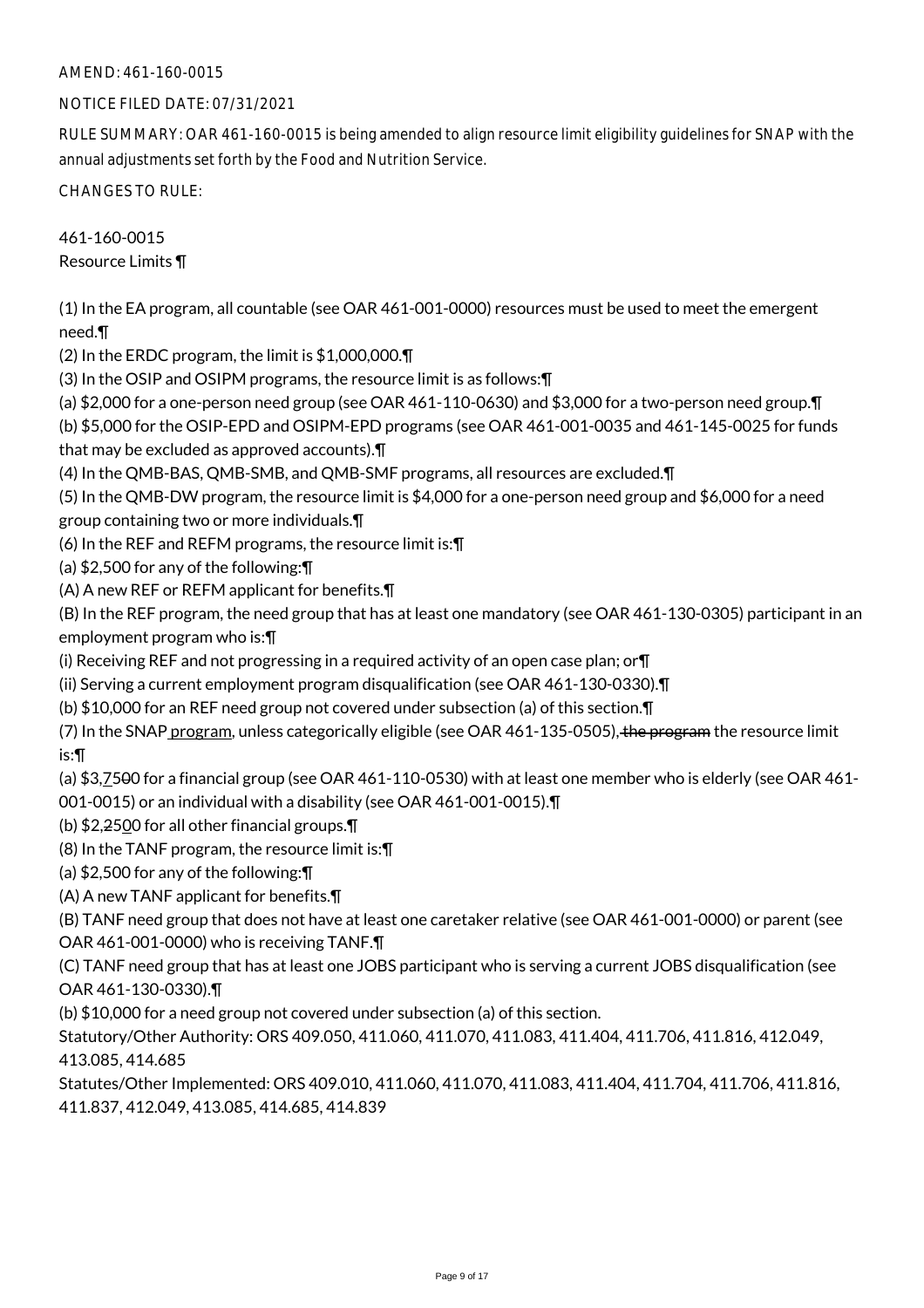AMEND: 461-160-0015

NOTICE FILED DATE: 07/31/2021

RULE SUMMARY: OAR 461-160-0015 is being amended to align resource limit eligibility guidelines for SNAP with the annual adjustments set forth by the Food and Nutrition Service.

CHANGES TO RULE:

461-160-0015
Resource Limits ¶

(1) In the EA program, all countable (see OAR 461-001-0000) resources must be used to meet the emergent need.¶
(2) In the ERDC program, the limit is $1,000,000.¶
(3) In the OSIP and OSIPM programs, the resource limit is as follows:¶
(a) $2,000 for a one-person need group (see OAR 461-110-0630) and $3,000 for a two-person need group.¶
(b) $5,000 for the OSIP-EPD and OSIPM-EPD programs (see OAR 461-001-0035 and 461-145-0025 for funds that may be excluded as approved accounts).¶
(4) In the QMB-BAS, QMB-SMB, and QMB-SMF programs, all resources are excluded.¶
(5) In the QMB-DW program, the resource limit is $4,000 for a one-person need group and $6,000 for a need group containing two or more individuals.¶
(6) In the REF and REFM programs, the resource limit is:¶
(a) $2,500 for any of the following:¶
(A) A new REF or REFM applicant for benefits.¶
(B) In the REF program, the need group that has at least one mandatory (see OAR 461-130-0305) participant in an employment program who is:¶
(i) Receiving REF and not progressing in a required activity of an open case plan; or¶
(ii) Serving a current employment program disqualification (see OAR 461-130-0330).¶
(b) $10,000 for an REF need group not covered under subsection (a) of this section.¶
(7) In the SNAP program, unless categorically eligible (see OAR 461-135-0505), ~~the program~~ the resource limit is:¶
(a) $3,7500 for a financial group (see OAR 461-110-0530) with at least one member who is elderly (see OAR 461-001-0015) or an individual with a disability (see OAR 461-001-0015).¶
(b) $2,2500 for all other financial groups.¶
(8) In the TANF program, the resource limit is:¶
(a) $2,500 for any of the following:¶
(A) A new TANF applicant for benefits.¶
(B) TANF need group that does not have at least one caretaker relative (see OAR 461-001-0000) or parent (see OAR 461-001-0000) who is receiving TANF.¶
(C) TANF need group that has at least one JOBS participant who is serving a current JOBS disqualification (see OAR 461-130-0330).¶
(b) $10,000 for a need group not covered under subsection (a) of this section.

Statutory/Other Authority: ORS 409.050, 411.060, 411.070, 411.083, 411.404, 411.706, 411.816, 412.049, 413.085, 414.685

Statutes/Other Implemented: ORS 409.010, 411.060, 411.070, 411.083, 411.404, 411.704, 411.706, 411.816, 411.837, 412.049, 413.085, 414.685, 414.839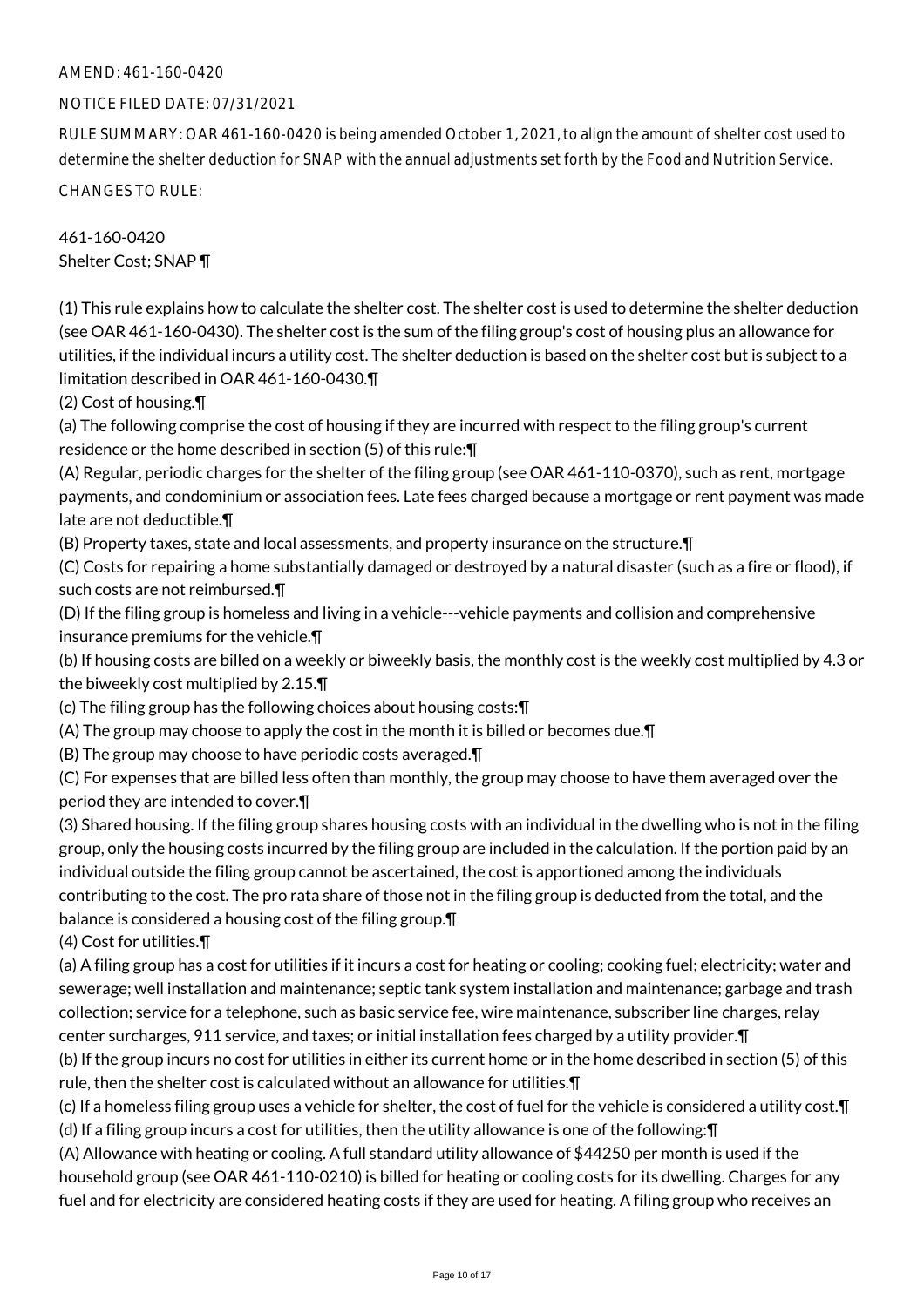AMEND: 461-160-0420

NOTICE FILED DATE: 07/31/2021

RULE SUMMARY: OAR 461-160-0420 is being amended October 1, 2021, to align the amount of shelter cost used to determine the shelter deduction for SNAP with the annual adjustments set forth by the Food and Nutrition Service.

CHANGES TO RULE:

461-160-0420
Shelter Cost; SNAP ¶

(1) This rule explains how to calculate the shelter cost. The shelter cost is used to determine the shelter deduction (see OAR 461-160-0430). The shelter cost is the sum of the filing group's cost of housing plus an allowance for utilities, if the individual incurs a utility cost. The shelter deduction is based on the shelter cost but is subject to a limitation described in OAR 461-160-0430.¶

(2) Cost of housing.¶

(a) The following comprise the cost of housing if they are incurred with respect to the filing group's current residence or the home described in section (5) of this rule:¶

(A) Regular, periodic charges for the shelter of the filing group (see OAR 461-110-0370), such as rent, mortgage payments, and condominium or association fees. Late fees charged because a mortgage or rent payment was made late are not deductible.¶

(B) Property taxes, state and local assessments, and property insurance on the structure.¶

(C) Costs for repairing a home substantially damaged or destroyed by a natural disaster (such as a fire or flood), if such costs are not reimbursed.¶

(D) If the filing group is homeless and living in a vehicle---vehicle payments and collision and comprehensive insurance premiums for the vehicle.¶

(b) If housing costs are billed on a weekly or biweekly basis, the monthly cost is the weekly cost multiplied by 4.3 or the biweekly cost multiplied by 2.15.¶

(c) The filing group has the following choices about housing costs:¶

(A) The group may choose to apply the cost in the month it is billed or becomes due.¶

(B) The group may choose to have periodic costs averaged.¶

(C) For expenses that are billed less often than monthly, the group may choose to have them averaged over the period they are intended to cover.¶

(3) Shared housing. If the filing group shares housing costs with an individual in the dwelling who is not in the filing group, only the housing costs incurred by the filing group are included in the calculation. If the portion paid by an individual outside the filing group cannot be ascertained, the cost is apportioned among the individuals contributing to the cost. The pro rata share of those not in the filing group is deducted from the total, and the balance is considered a housing cost of the filing group.¶

(4) Cost for utilities.¶

(a) A filing group has a cost for utilities if it incurs a cost for heating or cooling; cooking fuel; electricity; water and sewerage; well installation and maintenance; septic tank system installation and maintenance; garbage and trash collection; service for a telephone, such as basic service fee, wire maintenance, subscriber line charges, relay center surcharges, 911 service, and taxes; or initial installation fees charged by a utility provider.¶

(b) If the group incurs no cost for utilities in either its current home or in the home described in section (5) of this rule, then the shelter cost is calculated without an allowance for utilities.¶

(c) If a homeless filing group uses a vehicle for shelter, the cost of fuel for the vehicle is considered a utility cost.¶

(d) If a filing group incurs a cost for utilities, then the utility allowance is one of the following:¶

(A) Allowance with heating or cooling. A full standard utility allowance of $44250 per month is used if the household group (see OAR 461-110-0210) is billed for heating or cooling costs for its dwelling. Charges for any fuel and for electricity are considered heating costs if they are used for heating. A filing group who receives an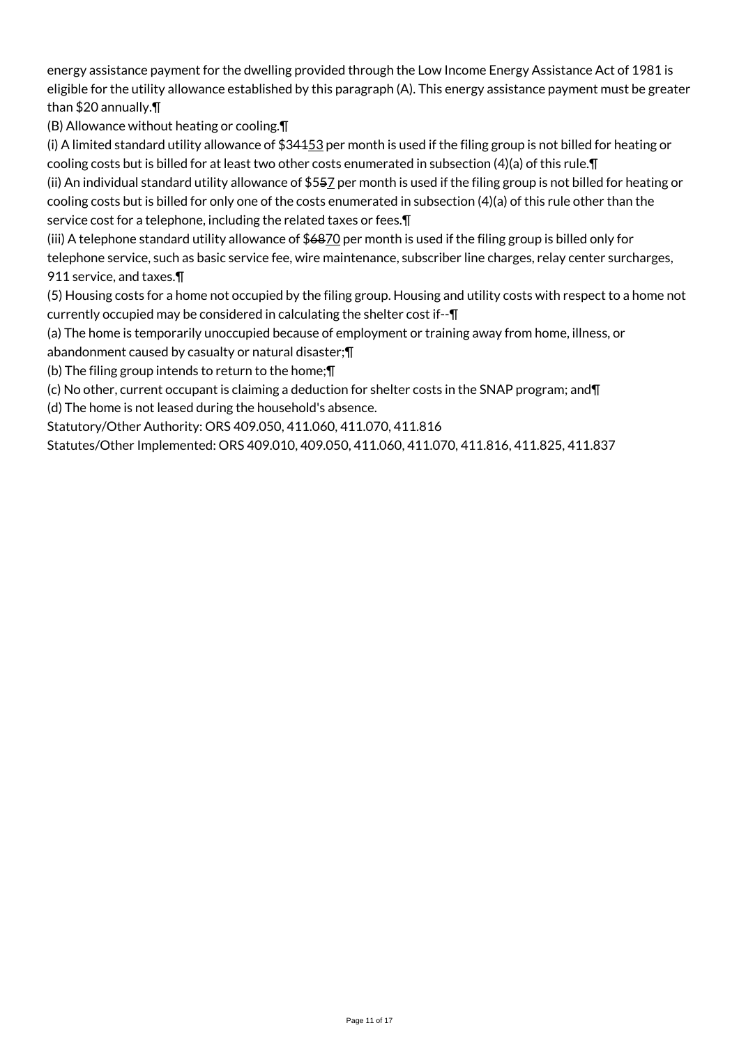energy assistance payment for the dwelling provided through the Low Income Energy Assistance Act of 1981 is eligible for the utility allowance established by this paragraph (A). This energy assistance payment must be greater than $20 annually.¶

(B) Allowance without heating or cooling.¶

(i) A limited standard utility allowance of $34153 per month is used if the filing group is not billed for heating or cooling costs but is billed for at least two other costs enumerated in subsection (4)(a) of this rule.¶

(ii) An individual standard utility allowance of $557 per month is used if the filing group is not billed for heating or cooling costs but is billed for only one of the costs enumerated in subsection (4)(a) of this rule other than the service cost for a telephone, including the related taxes or fees.¶

(iii) A telephone standard utility allowance of $6870 per month is used if the filing group is billed only for telephone service, such as basic service fee, wire maintenance, subscriber line charges, relay center surcharges, 911 service, and taxes.¶

(5) Housing costs for a home not occupied by the filing group. Housing and utility costs with respect to a home not currently occupied may be considered in calculating the shelter cost if--¶

(a) The home is temporarily unoccupied because of employment or training away from home, illness, or abandonment caused by casualty or natural disaster;¶

(b) The filing group intends to return to the home;¶

(c) No other, current occupant is claiming a deduction for shelter costs in the SNAP program; and¶

(d) The home is not leased during the household's absence.

Statutory/Other Authority: ORS 409.050, 411.060, 411.070, 411.816

Statutes/Other Implemented: ORS 409.010, 409.050, 411.060, 411.070, 411.816, 411.825, 411.837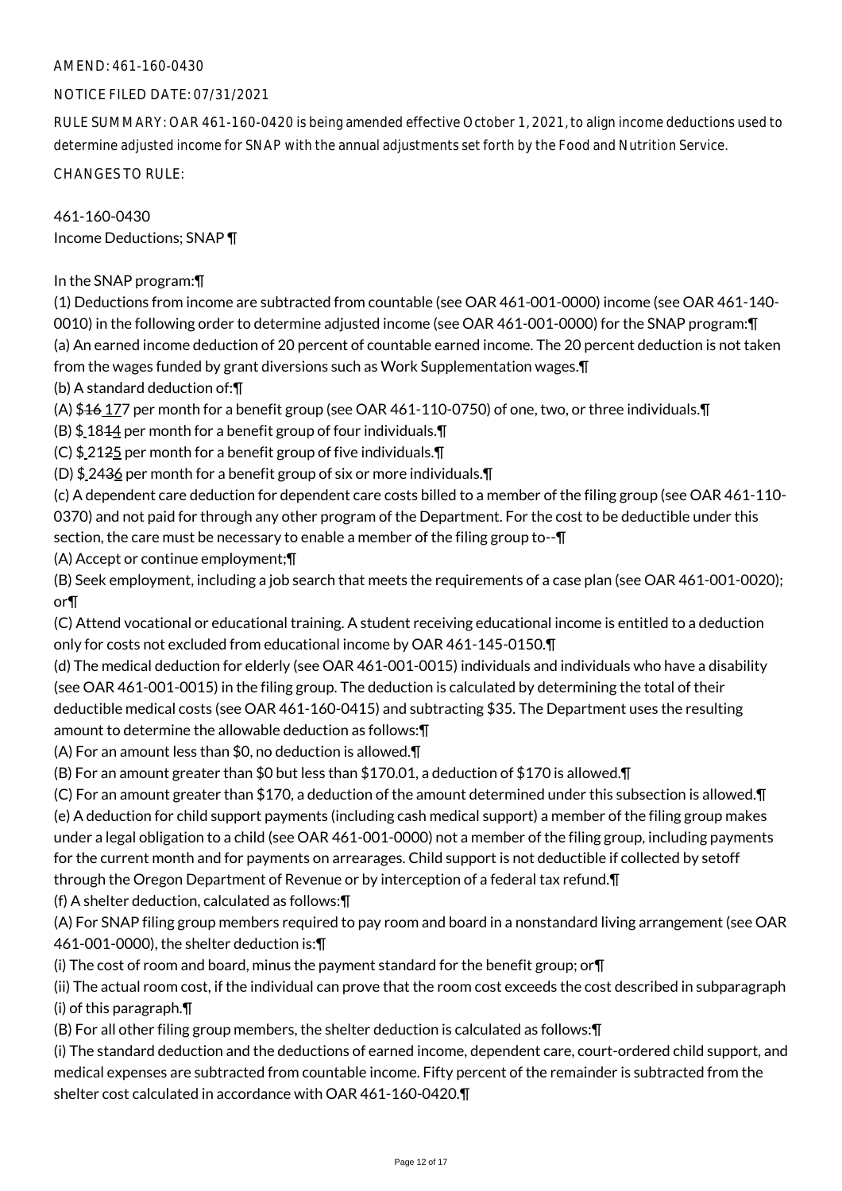AMEND: 461-160-0430

NOTICE FILED DATE: 07/31/2021

RULE SUMMARY: OAR 461-160-0420 is being amended effective October 1, 2021, to align income deductions used to determine adjusted income for SNAP with the annual adjustments set forth by the Food and Nutrition Service.

CHANGES TO RULE:

461-160-0430
Income Deductions; SNAP ¶

In the SNAP program:¶

(1) Deductions from income are subtracted from countable (see OAR 461-001-0000) income (see OAR 461-140-0010) in the following order to determine adjusted income (see OAR 461-001-0000) for the SNAP program:¶
(a) An earned income deduction of 20 percent of countable earned income. The 20 percent deduction is not taken from the wages funded by grant diversions such as Work Supplementation wages.¶
(b) A standard deduction of:¶
(A) $~~16~~ 177 per month for a benefit group (see OAR 461-110-0750) of one, two, or three individuals.¶
(B) $ 18~~1~~4 per month for a benefit group of four individuals.¶
(C) $ 21~~2~~5 per month for a benefit group of five individuals.¶
(D) $ 24~~3~~6 per month for a benefit group of six or more individuals.¶
(c) A dependent care deduction for dependent care costs billed to a member of the filing group (see OAR 461-110-0370) and not paid for through any other program of the Department. For the cost to be deductible under this section, the care must be necessary to enable a member of the filing group to--¶
(A) Accept or continue employment;¶
(B) Seek employment, including a job search that meets the requirements of a case plan (see OAR 461-001-0020); or¶
(C) Attend vocational or educational training. A student receiving educational income is entitled to a deduction only for costs not excluded from educational income by OAR 461-145-0150.¶
(d) The medical deduction for elderly (see OAR 461-001-0015) individuals and individuals who have a disability (see OAR 461-001-0015) in the filing group. The deduction is calculated by determining the total of their deductible medical costs (see OAR 461-160-0415) and subtracting $35. The Department uses the resulting amount to determine the allowable deduction as follows:¶
(A) For an amount less than $0, no deduction is allowed.¶
(B) For an amount greater than $0 but less than $170.01, a deduction of $170 is allowed.¶
(C) For an amount greater than $170, a deduction of the amount determined under this subsection is allowed.¶
(e) A deduction for child support payments (including cash medical support) a member of the filing group makes under a legal obligation to a child (see OAR 461-001-0000) not a member of the filing group, including payments for the current month and for payments on arrearages. Child support is not deductible if collected by setoff through the Oregon Department of Revenue or by interception of a federal tax refund.¶
(f) A shelter deduction, calculated as follows:¶
(A) For SNAP filing group members required to pay room and board in a nonstandard living arrangement (see OAR 461-001-0000), the shelter deduction is:¶
(i) The cost of room and board, minus the payment standard for the benefit group; or¶
(ii) The actual room cost, if the individual can prove that the room cost exceeds the cost described in subparagraph (i) of this paragraph.¶
(B) For all other filing group members, the shelter deduction is calculated as follows:¶
(i) The standard deduction and the deductions of earned income, dependent care, court-ordered child support, and medical expenses are subtracted from countable income. Fifty percent of the remainder is subtracted from the shelter cost calculated in accordance with OAR 461-160-0420.¶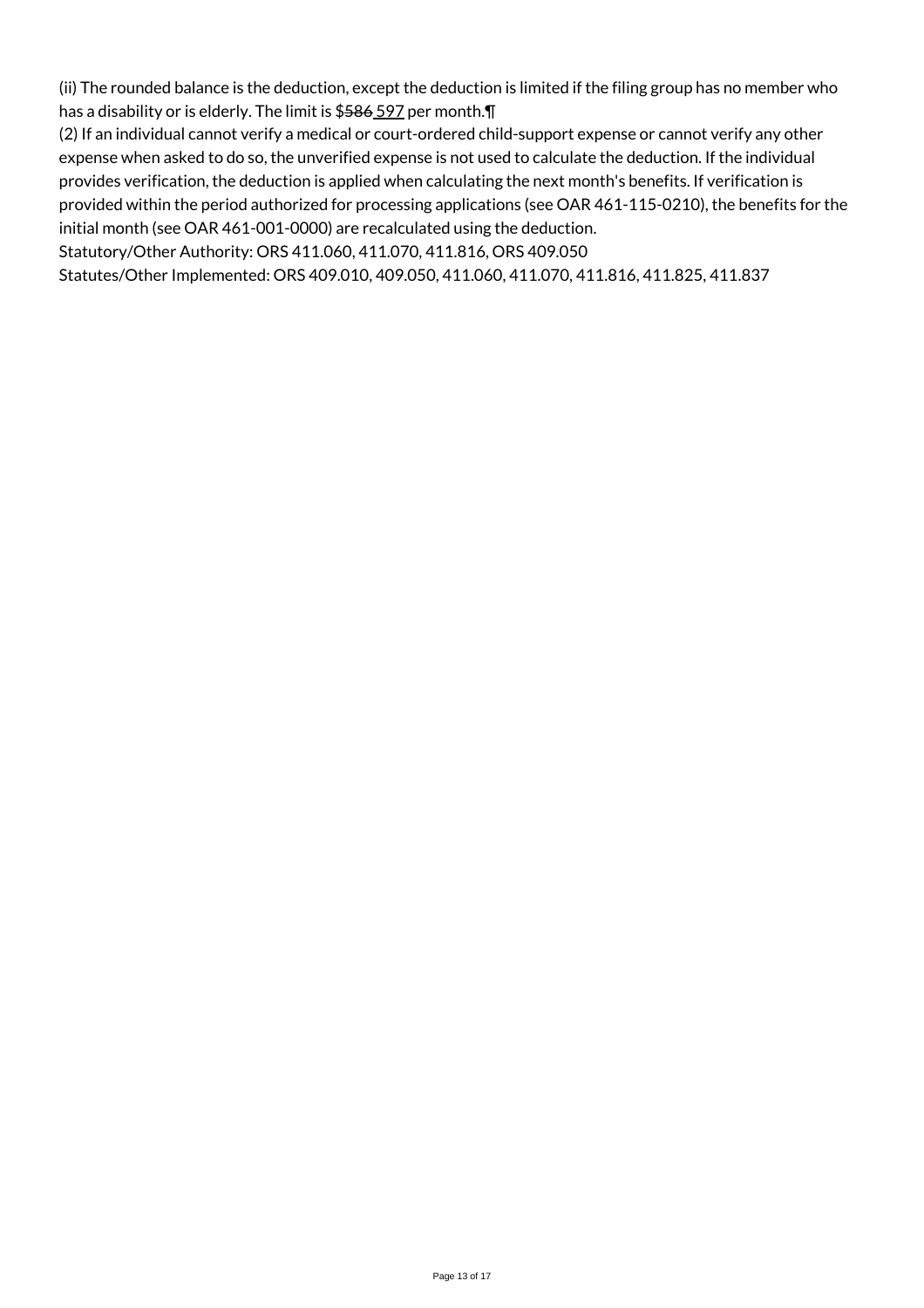(ii) The rounded balance is the deduction, except the deduction is limited if the filing group has no member who has a disability or is elderly. The limit is $~~586~~ <u>597</u> per month.¶

(2) If an individual cannot verify a medical or court-ordered child-support expense or cannot verify any other expense when asked to do so, the unverified expense is not used to calculate the deduction. If the individual provides verification, the deduction is applied when calculating the next month's benefits. If verification is provided within the period authorized for processing applications (see OAR 461-115-0210), the benefits for the initial month (see OAR 461-001-0000) are recalculated using the deduction.

Statutory/Other Authority: ORS 411.060, 411.070, 411.816, ORS 409.050

Statutes/Other Implemented: ORS 409.010, 409.050, 411.060, 411.070, 411.816, 411.825, 411.837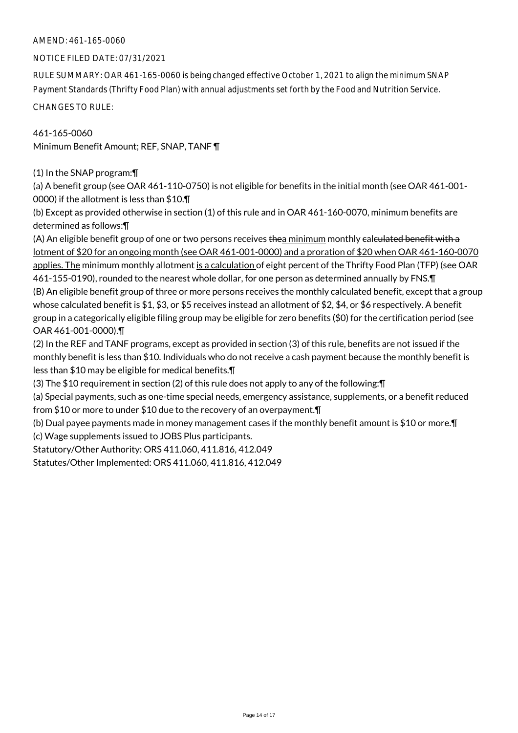AMEND: 461-165-0060

NOTICE FILED DATE: 07/31/2021

RULE SUMMARY: OAR 461-165-0060 is being changed effective October 1, 2021 to align the minimum SNAP Payment Standards (Thrifty Food Plan) with annual adjustments set forth by the Food and Nutrition Service.

CHANGES TO RULE:

461-165-0060
Minimum Benefit Amount; REF, SNAP, TANF ¶

(1) In the SNAP program:¶

(a) A benefit group (see OAR 461-110-0750) is not eligible for benefits in the initial month (see OAR 461-001-0000) if the allotment is less than $10.¶

(b) Except as provided otherwise in section (1) of this rule and in OAR 461-160-0070, minimum benefits are determined as follows:¶

(A) An eligible benefit group of one or two persons receives ~~the~~<u>a minimum</u> monthly ~~calculated benefit with a~~ <u>lotment of $20 for an ongoing month (see OAR 461-001-0000) and a proration of $20 when OAR 461-160-0070 applies. The</u> minimum monthly allotment <u>is a calculation</u> of eight percent of the Thrifty Food Plan (TFP) (see OAR 461-155-0190), rounded to the nearest whole dollar, for one person as determined annually by FNS.¶

(B) An eligible benefit group of three or more persons receives the monthly calculated benefit, except that a group whose calculated benefit is $1, $3, or $5 receives instead an allotment of $2, $4, or $6 respectively. A benefit group in a categorically eligible filing group may be eligible for zero benefits ($0) for the certification period (see OAR 461-001-0000).¶

(2) In the REF and TANF programs, except as provided in section (3) of this rule, benefits are not issued if the monthly benefit is less than $10. Individuals who do not receive a cash payment because the monthly benefit is less than $10 may be eligible for medical benefits.¶

(3) The $10 requirement in section (2) of this rule does not apply to any of the following:¶

(a) Special payments, such as one-time special needs, emergency assistance, supplements, or a benefit reduced from $10 or more to under $10 due to the recovery of an overpayment.¶

(b) Dual payee payments made in money management cases if the monthly benefit amount is $10 or more.¶

(c) Wage supplements issued to JOBS Plus participants.

Statutory/Other Authority: ORS 411.060, 411.816, 412.049

Statutes/Other Implemented: ORS 411.060, 411.816, 412.049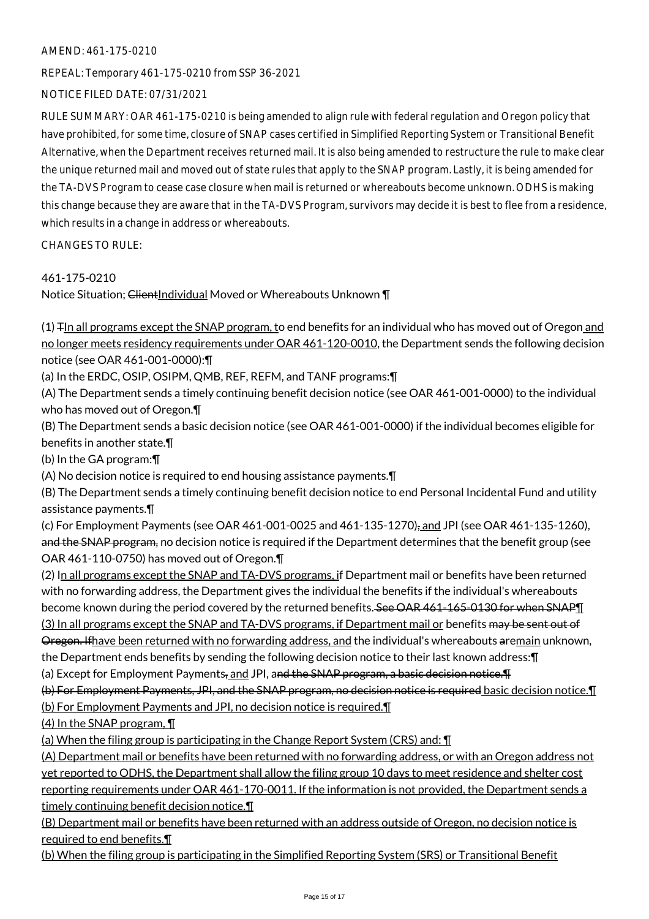AMEND: 461-175-0210

REPEAL: Temporary 461-175-0210 from SSP 36-2021

NOTICE FILED DATE: 07/31/2021

RULE SUMMARY: OAR 461-175-0210 is being amended to align rule with federal regulation and Oregon policy that have prohibited, for some time, closure of SNAP cases certified in Simplified Reporting System or Transitional Benefit Alternative, when the Department receives returned mail. It is also being amended to restructure the rule to make clear the unique returned mail and moved out of state rules that apply to the SNAP program. Lastly, it is being amended for the TA-DVS Program to cease case closure when mail is returned or whereabouts become unknown. ODHS is making this change because they are aware that in the TA-DVS Program, survivors may decide it is best to flee from a residence, which results in a change in address or whereabouts.

CHANGES TO RULE:

461-175-0210

Notice Situation; ~~Client~~Individual Moved or Whereabouts Unknown ¶

(1) ~~T~~In all programs except the SNAP program, to end benefits for an individual who has moved out of Oregon and no longer meets residency requirements under OAR 461-120-0010, the Department sends the following decision notice (see OAR 461-001-0000):¶

(a) In the ERDC, OSIP, OSIPM, QMB, REF, REFM, and TANF programs:¶

(A) The Department sends a timely continuing benefit decision notice (see OAR 461-001-0000) to the individual who has moved out of Oregon.¶

(B) The Department sends a basic decision notice (see OAR 461-001-0000) if the individual becomes eligible for benefits in another state.¶

(b) In the GA program:¶

(A) No decision notice is required to end housing assistance payments.¶

(B) The Department sends a timely continuing benefit decision notice to end Personal Incidental Fund and utility assistance payments.¶

(c) For Employment Payments (see OAR 461-001-0025 and 461-135-1270)~~,~~ and JPI (see OAR 461-135-1260), ~~and the SNAP program,~~ no decision notice is required if the Department determines that the benefit group (see OAR 461-110-0750) has moved out of Oregon.¶

(2) In all programs except the SNAP and TA-DVS programs, if Department mail or benefits have been returned with no forwarding address, the Department gives the individual the benefits if the individual's whereabouts become known during the period covered by the returned benefits. ~~See OAR 461-165-0130 for when SNAP~~¶

(3) In all programs except the SNAP and TA-DVS programs, if Department mail or benefits ~~may be sent out of Oregon. If~~have been returned with no forwarding address, and the individual's whereabouts ~~are~~main unknown, the Department ends benefits by sending the following decision notice to their last known address:¶

(a) Except for Employment Payments~~,~~ and JPI, ~~and the SNAP program, a basic decision notice.¶~~

~~(b) For Employment Payments, JPI, and the SNAP program, no decision notice is required~~ basic decision notice.¶

(b) For Employment Payments and JPI, no decision notice is required.¶

(4) In the SNAP program, ¶

(a) When the filing group is participating in the Change Report System (CRS) and: ¶

(A) Department mail or benefits have been returned with no forwarding address, or with an Oregon address not yet reported to ODHS, the Department shall allow the filing group 10 days to meet residence and shelter cost reporting requirements under OAR 461-170-0011. If the information is not provided, the Department sends a timely continuing benefit decision notice.¶

(B) Department mail or benefits have been returned with an address outside of Oregon, no decision notice is required to end benefits.¶

(b) When the filing group is participating in the Simplified Reporting System (SRS) or Transitional Benefit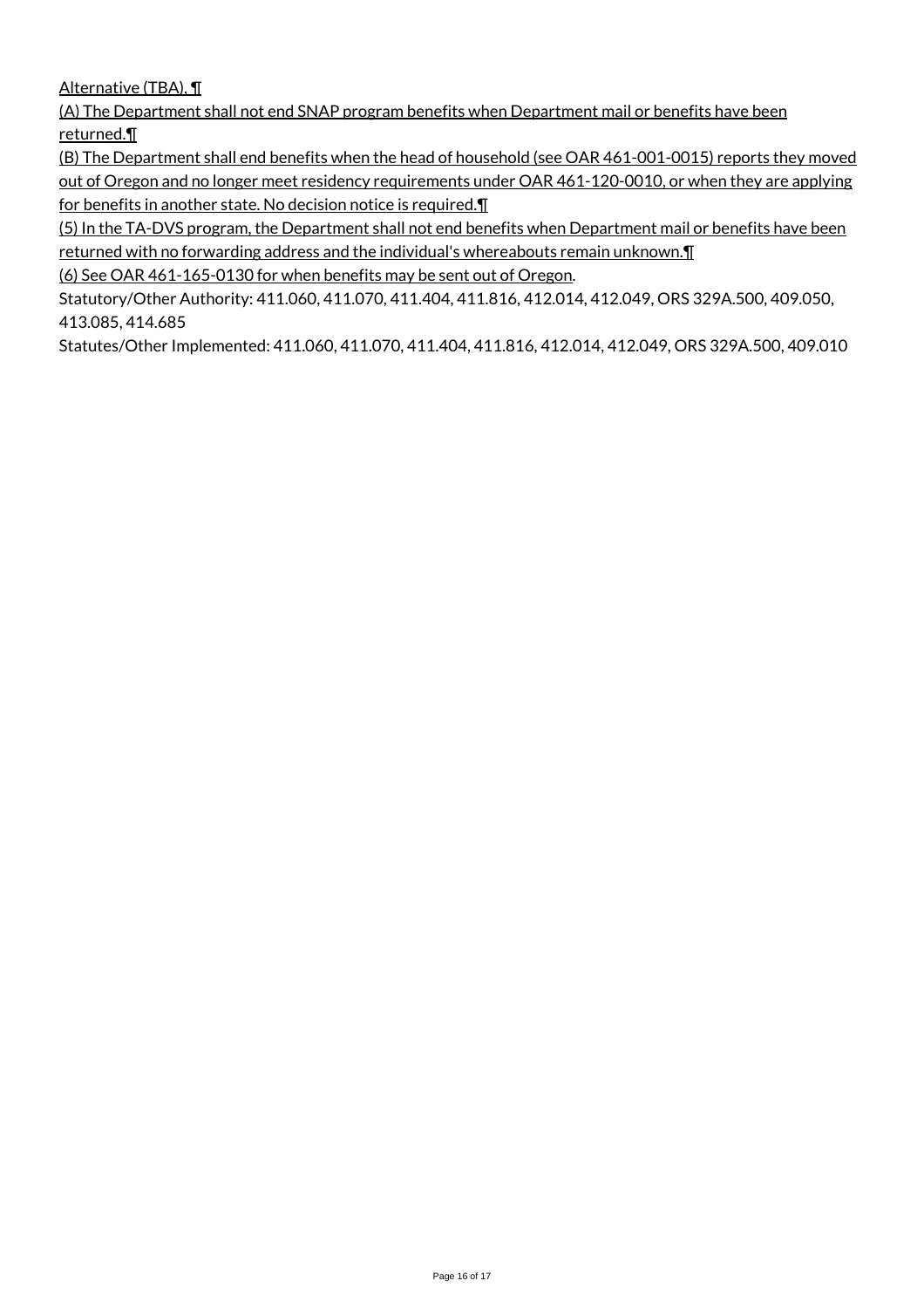Alternative (TBA).¶

(A) The Department shall not end SNAP program benefits when Department mail or benefits have been returned.¶

(B) The Department shall end benefits when the head of household (see OAR 461-001-0015) reports they moved out of Oregon and no longer meet residency requirements under OAR 461-120-0010, or when they are applying for benefits in another state. No decision notice is required.¶

(5) In the TA-DVS program, the Department shall not end benefits when Department mail or benefits have been returned with no forwarding address and the individual's whereabouts remain unknown.¶

(6) See OAR 461-165-0130 for when benefits may be sent out of Oregon.

Statutory/Other Authority: 411.060, 411.070, 411.404, 411.816, 412.014, 412.049, ORS 329A.500, 409.050, 413.085, 414.685

Statutes/Other Implemented: 411.060, 411.070, 411.404, 411.816, 412.014, 412.049, ORS 329A.500, 409.010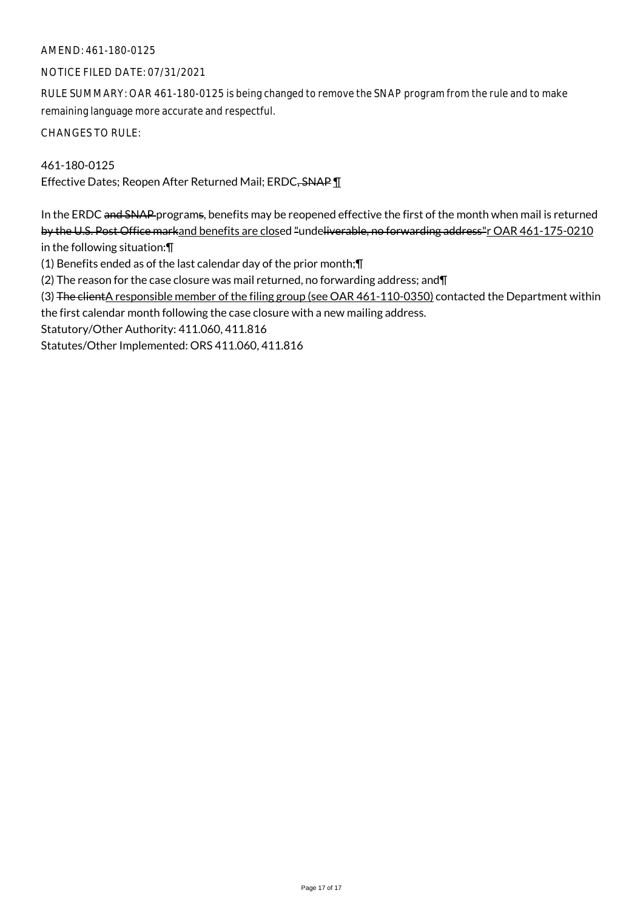AMEND: 461-180-0125

NOTICE FILED DATE: 07/31/2021

RULE SUMMARY: OAR 461-180-0125 is being changed to remove the SNAP program from the rule and to make remaining language more accurate and respectful.

CHANGES TO RULE:

461-180-0125
Effective Dates; Reopen After Returned Mail; ERDC~~, SNAP~~ ¶

In the ERDC ~~and SNAP~~ program~~s~~, benefits may be reopened effective the first of the month when mail is returned ~~by the U.S. Post Office mark~~and benefits are closed ~~"undeliverable, no forwarding address"~~ under OAR 461-175-0210 in the following situation:¶

(1) Benefits ended as of the last calendar day of the prior month;¶

(2) The reason for the case closure was mail returned, no forwarding address; and¶

(3) ~~The client~~A responsible member of the filing group (see OAR 461-110-0350) contacted the Department within the first calendar month following the case closure with a new mailing address.

Statutory/Other Authority: 411.060, 411.816

Statutes/Other Implemented: ORS 411.060, 411.816